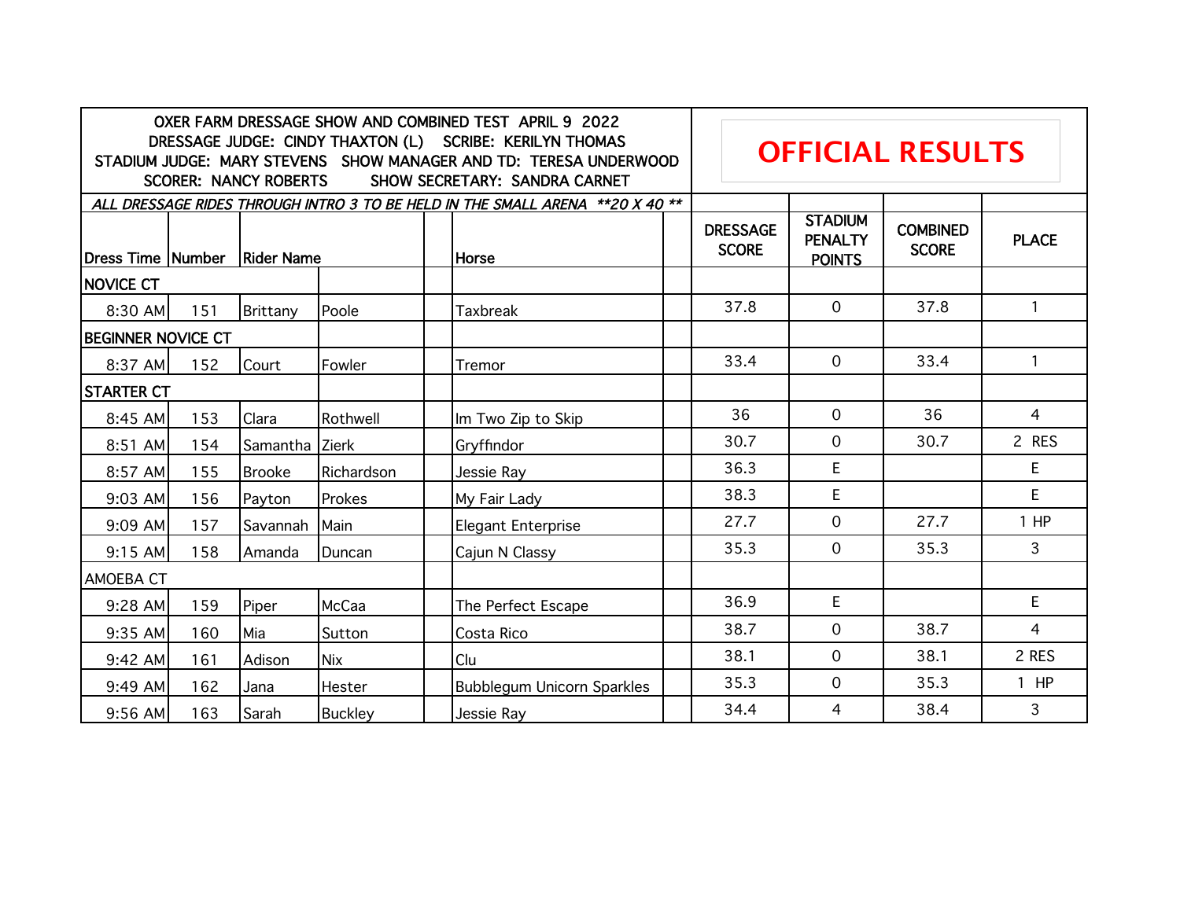OXER FARM DRESSAGE SHOW AND COMBINED TEST APRIL 9 2022
DRESSAGE JUDGE: CINDY THAXTON (L) SCRIBE: KERILYN THOMAS
STADIUM JUDGE: MARY STEVENS SHOW MANAGER AND TD: TERESA UNDERWOOD
SCORER: NANCY ROBERTS SHOW SECRETARY: SANDRA CARNET

**OFFICIAL RESULTS**

*ALL DRESSAGE RIDES THROUGH INTRO 3 TO BE HELD IN THE SMALL ARENA \*\*20 X 40 \*\**

| Dress Time | Number | Rider Name | | Horse | DRESSAGE SCORE | STADIUM PENALTY POINTS | COMBINED SCORE | PLACE |
|---|---|---|---|---|---|---|---|---|
| **NOVICE CT** | | | | | | | | |
| 8:30 AM | 151 | Brittany | Poole | Taxbreak | 37.8 | 0 | 37.8 | 1 |
| **BEGINNER NOVICE CT** | | | | | | | | |
| 8:37 AM | 152 | Court | Fowler | Tremor | 33.4 | 0 | 33.4 | 1 |
| **STARTER CT** | | | | | | | | |
| 8:45 AM | 153 | Clara | Rothwell | Im Two Zip to Skip | 36 | 0 | 36 | 4 |
| 8:51 AM | 154 | Samantha | Zierk | Gryffindor | 30.7 | 0 | 30.7 | 2 RES |
| 8:57 AM | 155 | Brooke | Richardson | Jessie Ray | 36.3 | E | | E |
| 9:03 AM | 156 | Payton | Prokes | My Fair Lady | 38.3 | E | | E |
| 9:09 AM | 157 | Savannah | Main | Elegant Enterprise | 27.7 | 0 | 27.7 | 1 HP |
| 9:15 AM | 158 | Amanda | Duncan | Cajun N Classy | 35.3 | 0 | 35.3 | 3 |
| AMOEBA CT | | | | | | | | |
| 9:28 AM | 159 | Piper | McCaa | The Perfect Escape | 36.9 | E | | E |
| 9:35 AM | 160 | Mia | Sutton | Costa Rico | 38.7 | 0 | 38.7 | 4 |
| 9:42 AM | 161 | Adison | Nix | Clu | 38.1 | 0 | 38.1 | 2 RES |
| 9:49 AM | 162 | Jana | Hester | Bubblegum Unicorn Sparkles | 35.3 | 0 | 35.3 | 1 HP |
| 9:56 AM | 163 | Sarah | Buckley | Jessie Ray | 34.4 | 4 | 38.4 | 3 |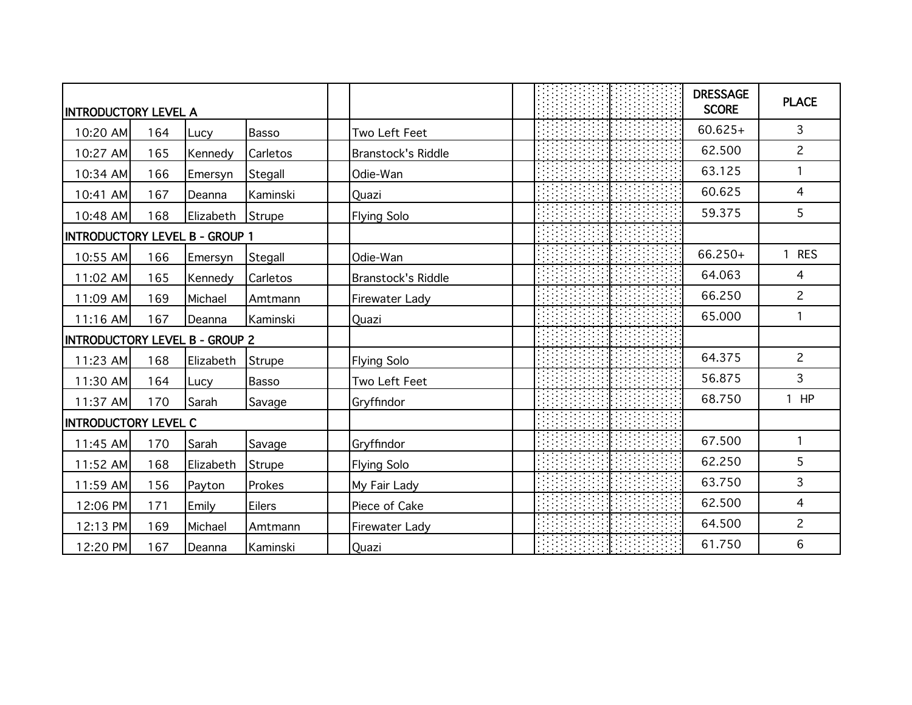| INTRODUCTORY LEVEL A | | | | | | | | | | DRESSAGE SCORE | PLACE |
|---|---|---|---|---|---|---|---|---|---|---|---|
| 10:20 AM | 164 | Lucy | Basso | | Two Left Feet | | | | | 60.625+ | 3 |
| 10:27 AM | 165 | Kennedy | Carletos | | Branstock's Riddle | | | | | 62.500 | 2 |
| 10:34 AM | 166 | Emersyn | Stegall | | Odie-Wan | | | | | 63.125 | 1 |
| 10:41 AM | 167 | Deanna | Kaminski | | Quazi | | | | | 60.625 | 4 |
| 10:48 AM | 168 | Elizabeth | Strupe | | Flying Solo | | | | | 59.375 | 5 |
| INTRODUCTORY LEVEL B - GROUP 1 | | | | | | | | | | | |
| 10:55 AM | 166 | Emersyn | Stegall | | Odie-Wan | | | | | 66.250+ | 1 RES |
| 11:02 AM | 165 | Kennedy | Carletos | | Branstock's Riddle | | | | | 64.063 | 4 |
| 11:09 AM | 169 | Michael | Amtmann | | Firewater Lady | | | | | 66.250 | 2 |
| 11:16 AM | 167 | Deanna | Kaminski | | Quazi | | | | | 65.000 | 1 |
| INTRODUCTORY LEVEL B - GROUP 2 | | | | | | | | | | | |
| 11:23 AM | 168 | Elizabeth | Strupe | | Flying Solo | | | | | 64.375 | 2 |
| 11:30 AM | 164 | Lucy | Basso | | Two Left Feet | | | | | 56.875 | 3 |
| 11:37 AM | 170 | Sarah | Savage | | Gryffindor | | | | | 68.750 | 1 HP |
| INTRODUCTORY LEVEL C | | | | | | | | | | | |
| 11:45 AM | 170 | Sarah | Savage | | Gryffindor | | | | | 67.500 | 1 |
| 11:52 AM | 168 | Elizabeth | Strupe | | Flying Solo | | | | | 62.250 | 5 |
| 11:59 AM | 156 | Payton | Prokes | | My Fair Lady | | | | | 63.750 | 3 |
| 12:06 PM | 171 | Emily | Eilers | | Piece of Cake | | | | | 62.500 | 4 |
| 12:13 PM | 169 | Michael | Amtmann | | Firewater Lady | | | | | 64.500 | 2 |
| 12:20 PM | 167 | Deanna | Kaminski | | Quazi | | | | | 61.750 | 6 |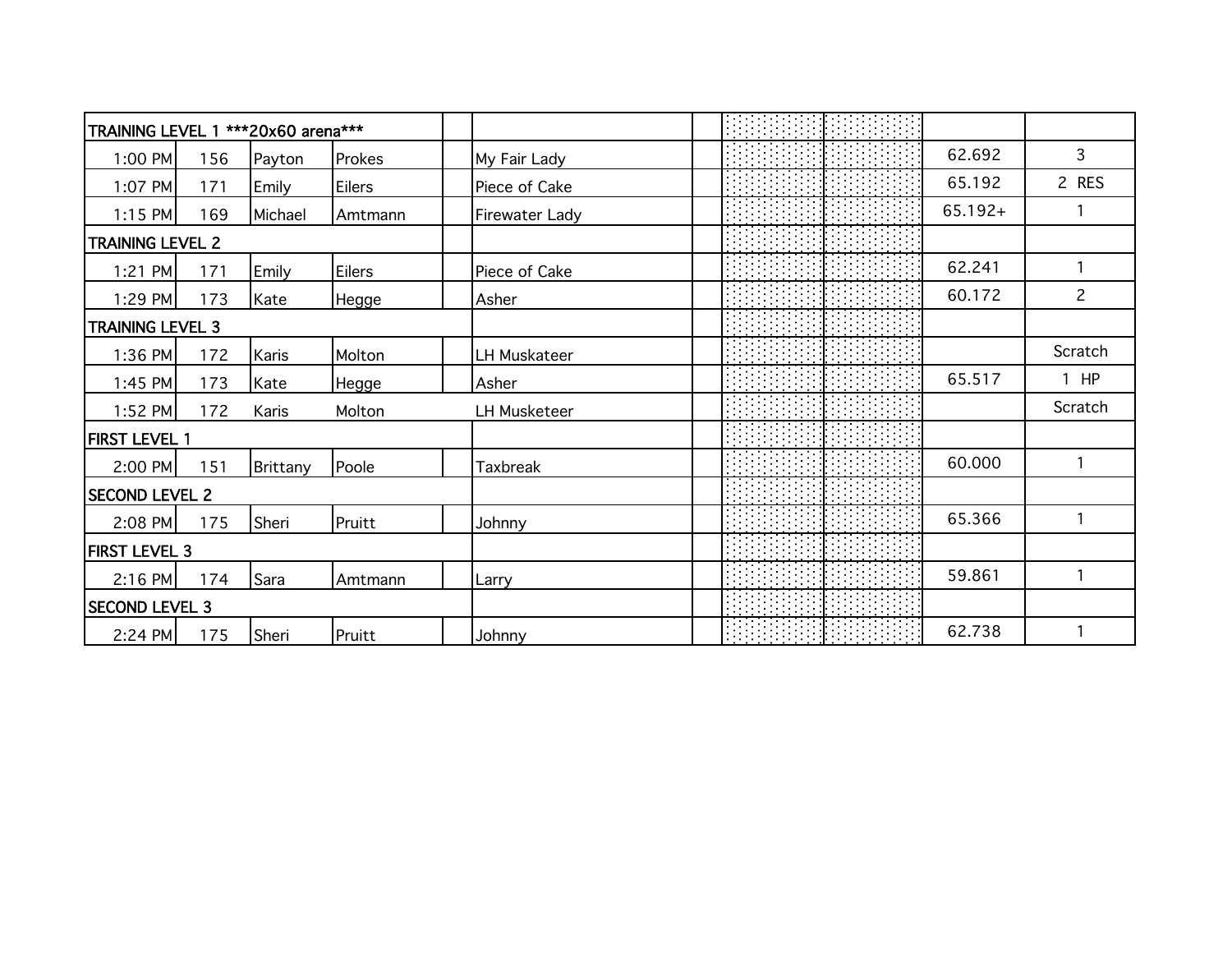| | | | | | | | | | | |
|---|---|---|---|---|---|---|---|---|---|---|
| TRAINING LEVEL 1 ***20x60 arena*** | | | | | | | | | | |
| 1:00 PM | 156 | Payton | Prokes | | My Fair Lady | | | | 62.692 | 3 |
| 1:07 PM | 171 | Emily | Eilers | | Piece of Cake | | | | 65.192 | 2 RES |
| 1:15 PM | 169 | Michael | Amtmann | | Firewater Lady | | | | 65.192+ | 1 |
| TRAINING LEVEL 2 | | | | | | | | | | |
| 1:21 PM | 171 | Emily | Eilers | | Piece of Cake | | | | 62.241 | 1 |
| 1:29 PM | 173 | Kate | Hegge | | Asher | | | | 60.172 | 2 |
| TRAINING LEVEL 3 | | | | | | | | | | |
| 1:36 PM | 172 | Karis | Molton | | LH Muskateer | | | | | Scratch |
| 1:45 PM | 173 | Kate | Hegge | | Asher | | | | 65.517 | 1 HP |
| 1:52 PM | 172 | Karis | Molton | | LH Musketeer | | | | | Scratch |
| FIRST LEVEL 1 | | | | | | | | | | |
| 2:00 PM | 151 | Brittany | Poole | | Taxbreak | | | | 60.000 | 1 |
| SECOND LEVEL 2 | | | | | | | | | | |
| 2:08 PM | 175 | Sheri | Pruitt | | Johnny | | | | 65.366 | 1 |
| FIRST LEVEL 3 | | | | | | | | | | |
| 2:16 PM | 174 | Sara | Amtmann | | Larry | | | | 59.861 | 1 |
| SECOND LEVEL 3 | | | | | | | | | | |
| 2:24 PM | 175 | Sheri | Pruitt | | Johnny | | | | 62.738 | 1 |